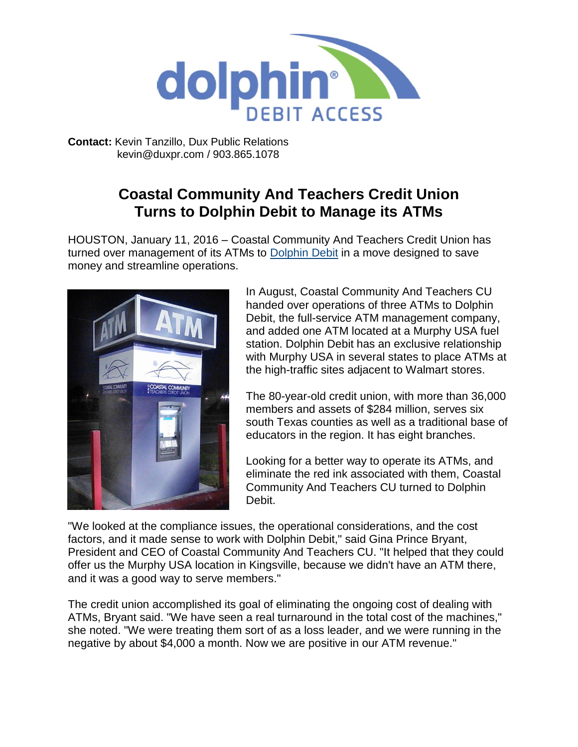**Contact:** Kevin Tanzillo, Dux Public Relations
kevin@duxpr.com / 903.865.1078

# Coastal Community And Teachers Credit Union Turns to Dolphin Debit to Manage its ATMs

HOUSTON, January 11, 2016 – Coastal Community And Teachers Credit Union has turned over management of its ATMs to Dolphin Debit in a move designed to save money and streamline operations.

In August, Coastal Community And Teachers CU handed over operations of three ATMs to Dolphin Debit, the full-service ATM management company, and added one ATM located at a Murphy USA fuel station. Dolphin Debit has an exclusive relationship with Murphy USA in several states to place ATMs at the high-traffic sites adjacent to Walmart stores.

The 80-year-old credit union, with more than 36,000 members and assets of $284 million, serves six south Texas counties as well as a traditional base of educators in the region. It has eight branches.

Looking for a better way to operate its ATMs, and eliminate the red ink associated with them, Coastal Community And Teachers CU turned to Dolphin Debit.

"We looked at the compliance issues, the operational considerations, and the cost factors, and it made sense to work with Dolphin Debit," said Gina Prince Bryant, President and CEO of Coastal Community And Teachers CU. "It helped that they could offer us the Murphy USA location in Kingsville, because we didn't have an ATM there, and it was a good way to serve members."

The credit union accomplished its goal of eliminating the ongoing cost of dealing with ATMs, Bryant said. "We have seen a real turnaround in the total cost of the machines," she noted. "We were treating them sort of as a loss leader, and we were running in the negative by about $4,000 a month. Now we are positive in our ATM revenue."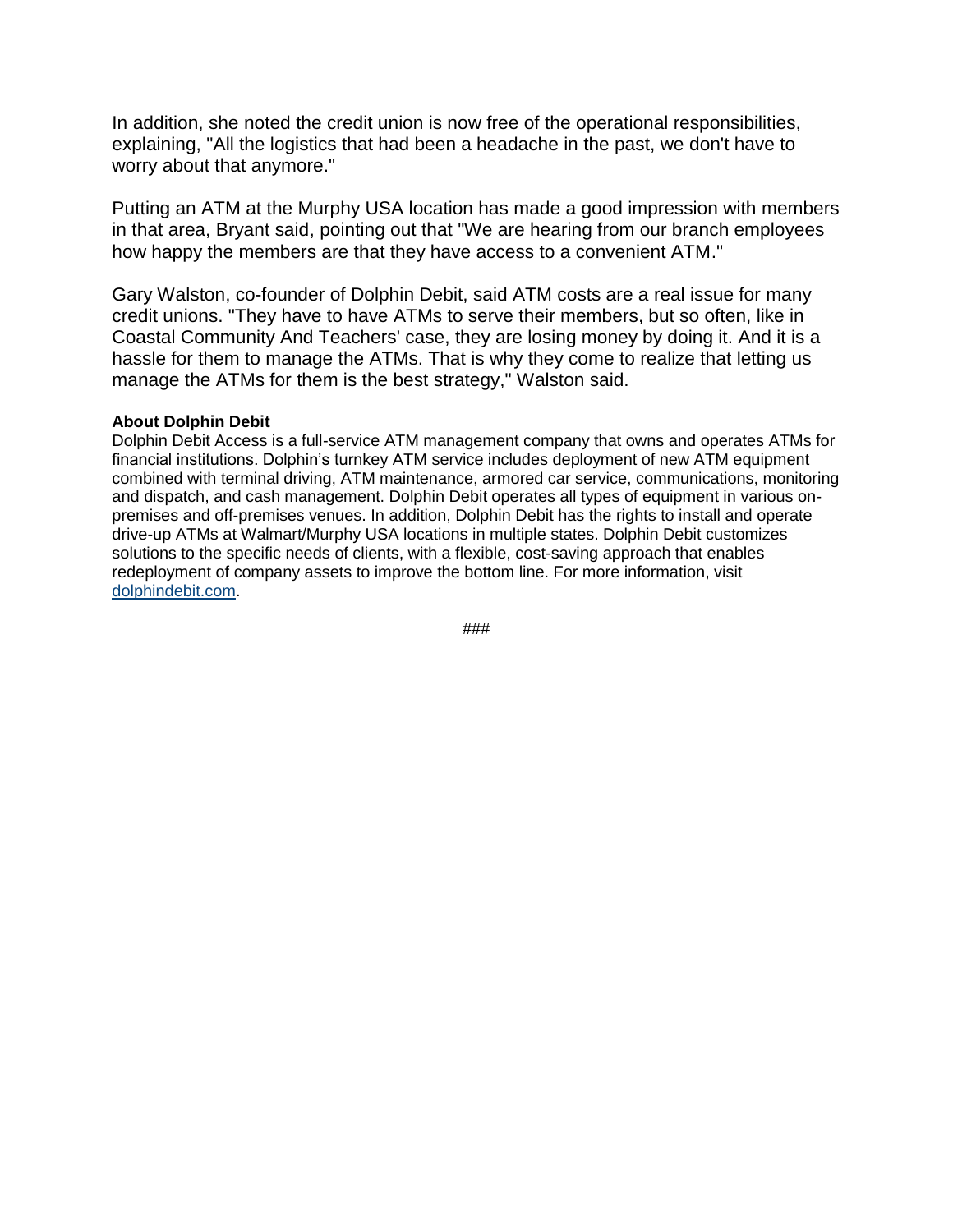In addition, she noted the credit union is now free of the operational responsibilities, explaining, "All the logistics that had been a headache in the past, we don't have to worry about that anymore."

Putting an ATM at the Murphy USA location has made a good impression with members in that area, Bryant said, pointing out that "We are hearing from our branch employees how happy the members are that they have access to a convenient ATM."

Gary Walston, co-founder of Dolphin Debit, said ATM costs are a real issue for many credit unions. "They have to have ATMs to serve their members, but so often, like in Coastal Community And Teachers' case, they are losing money by doing it. And it is a hassle for them to manage the ATMs. That is why they come to realize that letting us manage the ATMs for them is the best strategy," Walston said.

**About Dolphin Debit**

Dolphin Debit Access is a full-service ATM management company that owns and operates ATMs for financial institutions. Dolphin's turnkey ATM service includes deployment of new ATM equipment combined with terminal driving, ATM maintenance, armored car service, communications, monitoring and dispatch, and cash management. Dolphin Debit operates all types of equipment in various on-premises and off-premises venues. In addition, Dolphin Debit has the rights to install and operate drive-up ATMs at Walmart/Murphy USA locations in multiple states. Dolphin Debit customizes solutions to the specific needs of clients, with a flexible, cost-saving approach that enables redeployment of company assets to improve the bottom line. For more information, visit [dolphindebit.com](http://dolphindebit.com).

###